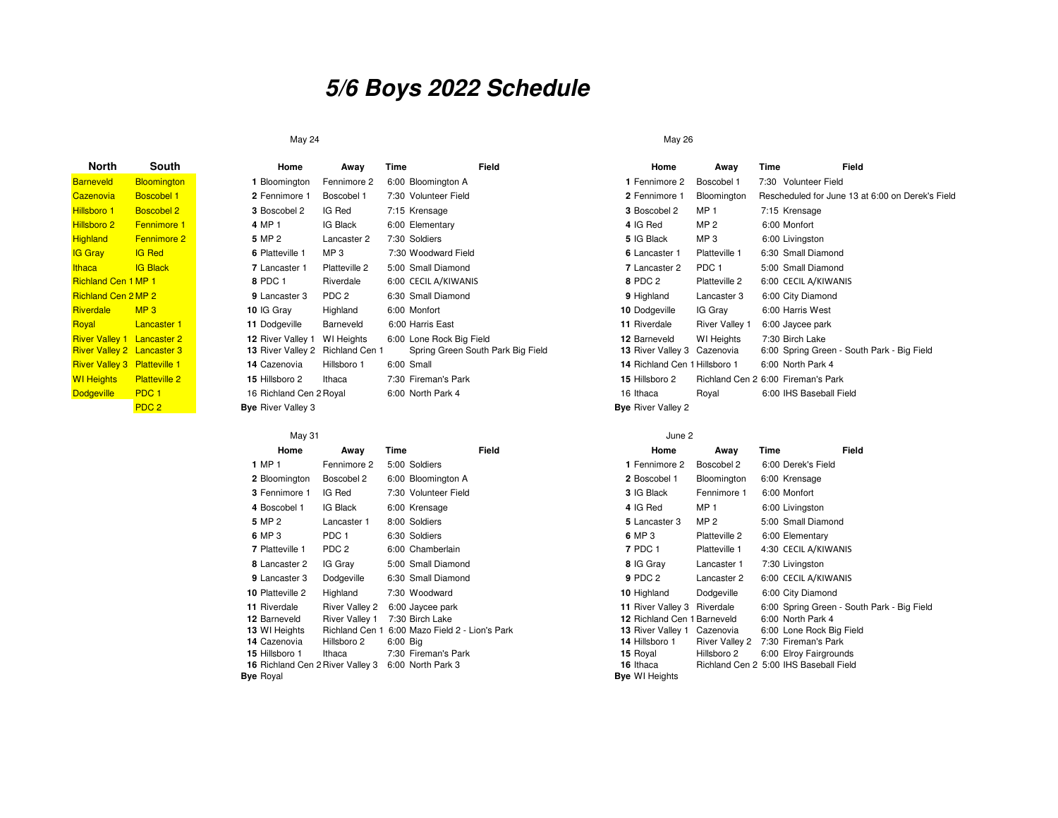# *5/6 Boys 2022 Schedule*

| North | South |
|---|---|
| Barneveld | Bloomington |
| Cazenovia | Boscobel 1 |
| Hillsboro 1 | Boscobel 2 |
| Hillsboro 2 | Fennimore 1 |
| Highland | Fennimore 2 |
| IG Gray | IG Red |
| Ithaca | IG Black |
| Richland Cen 1 | MP 1 |
| Richland Cen 2 | MP 2 |
| Riverdale | MP 3 |
| Royal | Lancaster 1 |
| River Valley 1 | Lancaster 2 |
| River Valley 2 | Lancaster 3 |
| River Valley 3 | Platteville 1 |
| WI Heights | Platteville 2 |
| Dodgeville | PDC 1 |
| | PDC 2 |

## May 24

| | Home | Away | Time | Field |
|---|---|---|---|---|
| 1 | Bloomington | Fennimore 2 | 6:00 | Bloomington A |
| 2 | Fennimore 1 | Boscobel 1 | 7:30 | Volunteer Field |
| 3 | Boscobel 2 | IG Red | 7:15 | Krensage |
| 4 | MP 1 | IG Black | 6:00 | Elementary |
| 5 | MP 2 | Lancaster 2 | 7:30 | Soldiers |
| 6 | Platteville 1 | MP 3 | 7:30 | Woodward Field |
| 7 | Lancaster 1 | Platteville 2 | 5:00 | Small Diamond |
| 8 | PDC 1 | Riverdale | 6:00 | CECIL A/KIWANIS |
| 9 | Lancaster 3 | PDC 2 | 6:30 | Small Diamond |
| 10 | IG Gray | Highland | 6:00 | Monfort |
| 11 | Dodgeville | Barneveld | 6:00 | Harris East |
| 12 | River Valley 1 | WI Heights | 6:00 | Lone Rock Big Field |
| 13 | River Valley 2 | Richland Cen 1 | | Spring Green South Park Big Field |
| 14 | Cazenovia | Hillsboro 1 | 6:00 | Small |
| 15 | Hillsboro 2 | Ithaca | 7:30 | Fireman's Park |
| 16 | Richland Cen 2 | Royal | 6:00 | North Park 4 |
| **Bye** | River Valley 3 | | | |

## May 26

| | Home | Away | Time | Field |
|---|---|---|---|---|
| 1 | Fennimore 2 | Boscobel 1 | 7:30 | Volunteer Field |
| 2 | Fennimore 1 | Bloomington | Rescheduled for June 13 at 6:00 on Derek's Field | |
| 3 | Boscobel 2 | MP 1 | 7:15 | Krensage |
| 4 | IG Red | MP 2 | 6:00 | Monfort |
| 5 | IG Black | MP 3 | 6:00 | Livingston |
| 6 | Lancaster 1 | Platteville 1 | 6:30 | Small Diamond |
| 7 | Lancaster 2 | PDC 1 | 5:00 | Small Diamond |
| 8 | PDC 2 | Platteville 2 | 6:00 | CECIL A/KIWANIS |
| 9 | Highland | Lancaster 3 | 6:00 | City Diamond |
| 10 | Dodgeville | IG Gray | 6:00 | Harris West |
| 11 | Riverdale | River Valley 1 | 6:00 | Jaycee park |
| 12 | Barneveld | WI Heights | 7:30 | Birch Lake |
| 13 | River Valley 3 | Cazenovia | 6:00 | Spring Green - South Park - Big Field |
| 14 | Richland Cen 1 | Hillsboro 1 | 6:00 | North Park 4 |
| 15 | Hillsboro 2 | Richland Cen 2 | 6:00 | Fireman's Park |
| 16 | Ithaca | Royal | 6:00 | IHS Baseball Field |
| **Bye** | River Valley 2 | | | |

## May 31

| | Home | Away | Time | Field |
|---|---|---|---|---|
| 1 | MP 1 | Fennimore 2 | 5:00 | Soldiers |
| 2 | Bloomington | Boscobel 2 | 6:00 | Bloomington A |
| 3 | Fennimore 1 | IG Red | 7:30 | Volunteer Field |
| 4 | Boscobel 1 | IG Black | 6:00 | Krensage |
| 5 | MP 2 | Lancaster 1 | 8:00 | Soldiers |
| 6 | MP 3 | PDC 1 | 6:30 | Soldiers |
| 7 | Platteville 1 | PDC 2 | 6:00 | Chamberlain |
| 8 | Lancaster 2 | IG Gray | 5:00 | Small Diamond |
| 9 | Lancaster 3 | Dodgeville | 6:30 | Small Diamond |
| 10 | Platteville 2 | Highland | 7:30 | Woodward |
| 11 | Riverdale | River Valley 2 | 6:00 | Jaycee park |
| 12 | Barneveld | River Valley 1 | 7:30 | Birch Lake |
| 13 | WI Heights | Richland Cen 1 | 6:00 | Mazo Field 2 - Lion's Park |
| 14 | Cazenovia | Hillsboro 2 | 6:00 | Big |
| 15 | Hillsboro 1 | Ithaca | 7:30 | Fireman's Park |
| 16 | Richland Cen 2 | River Valley 3 | 6:00 | North Park 3 |
| **Bye** | Royal | | | |

## June 2

| | Home | Away | Time | Field |
|---|---|---|---|---|
| 1 | Fennimore 2 | Boscobel 2 | 6:00 | Derek's Field |
| 2 | Boscobel 1 | Bloomington | 6:00 | Krensage |
| 3 | IG Black | Fennimore 1 | 6:00 | Monfort |
| 4 | IG Red | MP 1 | 6:00 | Livingston |
| 5 | Lancaster 3 | MP 2 | 5:00 | Small Diamond |
| 6 | MP 3 | Platteville 2 | 6:00 | Elementary |
| 7 | PDC 1 | Platteville 1 | 4:30 | CECIL A/KIWANIS |
| 8 | IG Gray | Lancaster 1 | 7:30 | Livingston |
| 9 | PDC 2 | Lancaster 2 | 6:00 | CECIL A/KIWANIS |
| 10 | Highland | Dodgeville | 6:00 | City Diamond |
| 11 | River Valley 3 | Riverdale | 6:00 | Spring Green - South Park - Big Field |
| 12 | Richland Cen 1 | Barneveld | 6:00 | North Park 4 |
| 13 | River Valley 1 | Cazenovia | 6:00 | Lone Rock Big Field |
| 14 | Hillsboro 1 | River Valley 2 | 7:30 | Fireman's Park |
| 15 | Royal | Hillsboro 2 | 6:00 | Elroy Fairgrounds |
| 16 | Ithaca | Richland Cen 2 | 5:00 | IHS Baseball Field |
| **Bye** | WI Heights | | | |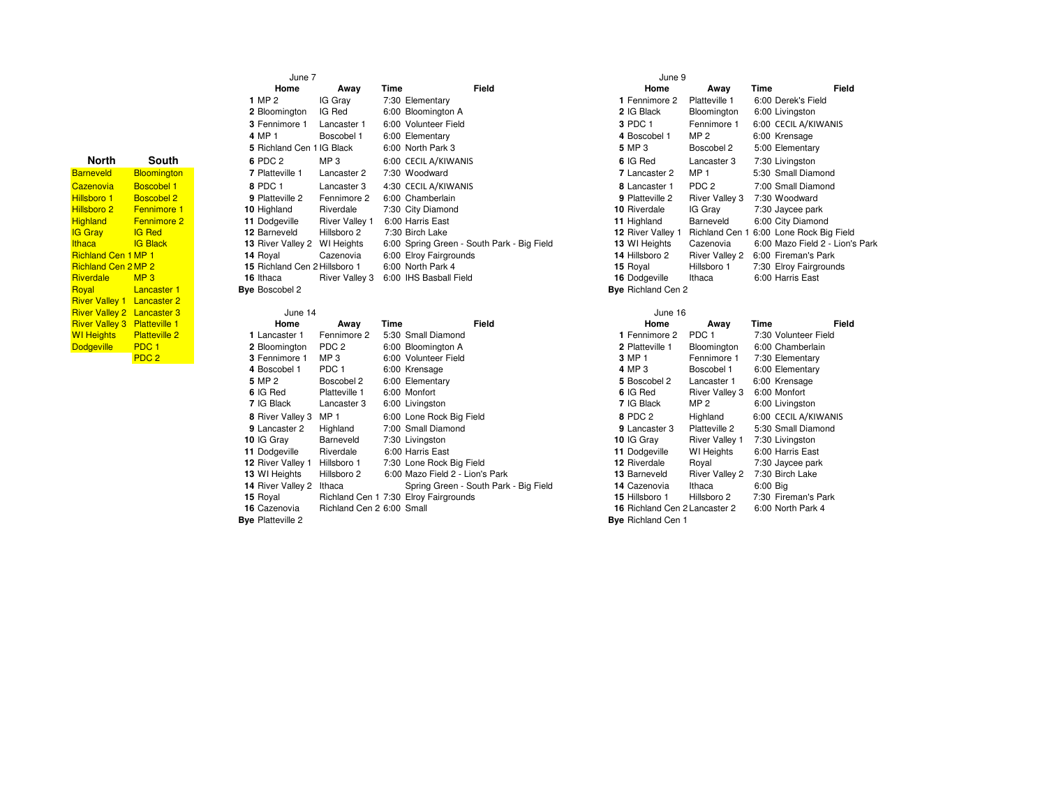| North | South |
|---|---|
| Barneveld | Bloomington |
| Cazenovia | Boscobel 1 |
| Hillsboro 1 | Boscobel 2 |
| Hillsboro 2 | Fennimore 1 |
| Highland | Fennimore 2 |
| IG Gray | IG Red |
| Ithaca | IG Black |
| Richland Cen 1 | MP 1 |
| Richland Cen 2 | MP 2 |
| Riverdale | MP 3 |
| Royal | Lancaster 1 |
| River Valley 1 | Lancaster 2 |
| River Valley 2 | Lancaster 3 |
| River Valley 3 | Platteville 1 |
| WI Heights | Platteville 2 |
| Dodgeville | PDC 1 |
| | PDC 2 |

## June 7

| | Home | Away | Time | Field |
|---|---|---|---|---|
| **1** | MP 2 | IG Gray | 7:30 | Elementary |
| **2** | Bloomington | IG Red | 6:00 | Bloomington A |
| **3** | Fennimore 1 | Lancaster 1 | 6:00 | Volunteer Field |
| **4** | MP 1 | Boscobel 1 | 6:00 | Elementary |
| **5** | Richland Cen 1 | IG Black | 6:00 | North Park 3 |
| **6** | PDC 2 | MP 3 | 6:00 | CECIL A/KIWANIS |
| **7** | Platteville 1 | Lancaster 2 | 7:30 | Woodward |
| **8** | PDC 1 | Lancaster 3 | 4:30 | CECIL A/KIWANIS |
| **9** | Platteville 2 | Fennimore 2 | 6:00 | Chamberlain |
| **10** | Highland | Riverdale | 7:30 | City Diamond |
| **11** | Dodgeville | River Valley 1 | 6:00 | Harris East |
| **12** | Barneveld | Hillsboro 2 | 7:30 | Birch Lake |
| **13** | River Valley 2 | WI Heights | 6:00 | Spring Green - South Park - Big Field |
| **14** | Royal | Cazenovia | 6:00 | Elroy Fairgrounds |
| **15** | Richland Cen 2 | Hillsboro 1 | 6:00 | North Park 4 |
| **16** | Ithaca | River Valley 3 | 6:00 | IHS Basball Field |
| **Bye** | Boscobel 2 | | | |

## June 9

| | Home | Away | Time | Field |
|---|---|---|---|---|
| **1** | Fennimore 2 | Platteville 1 | 6:00 | Derek's Field |
| **2** | IG Black | Bloomington | 6:00 | Livingston |
| **3** | PDC 1 | Fennimore 1 | 6:00 | CECIL A/KIWANIS |
| **4** | Boscobel 1 | MP 2 | 6:00 | Krensage |
| **5** | MP 3 | Boscobel 2 | 5:00 | Elementary |
| **6** | IG Red | Lancaster 3 | 7:30 | Livingston |
| **7** | Lancaster 2 | MP 1 | 5:30 | Small Diamond |
| **8** | Lancaster 1 | PDC 2 | 7:00 | Small Diamond |
| **9** | Platteville 2 | River Valley 3 | 7:30 | Woodward |
| **10** | Riverdale | IG Gray | 7:30 | Jaycee park |
| **11** | Highland | Barneveld | 6:00 | City Diamond |
| **12** | River Valley 1 | Richland Cen 1 | 6:00 | Lone Rock Big Field |
| **13** | WI Heights | Cazenovia | 6:00 | Mazo Field 2 - Lion's Park |
| **14** | Hillsboro 2 | River Valley 2 | 6:00 | Fireman's Park |
| **15** | Royal | Hillsboro 1 | 7:30 | Elroy Fairgrounds |
| **16** | Dodgeville | Ithaca | 6:00 | Harris East |
| **Bye** | Richland Cen 2 | | | |

## June 14

| | Home | Away | Time | Field |
|---|---|---|---|---|
| **1** | Lancaster 1 | Fennimore 2 | 5:30 | Small Diamond |
| **2** | Bloomington | PDC 2 | 6:00 | Bloomington A |
| **3** | Fennimore 1 | MP 3 | 6:00 | Volunteer Field |
| **4** | Boscobel 1 | PDC 1 | 6:00 | Krensage |
| **5** | MP 2 | Boscobel 2 | 6:00 | Elementary |
| **6** | IG Red | Platteville 1 | 6:00 | Monfort |
| **7** | IG Black | Lancaster 3 | 6:00 | Livingston |
| **8** | River Valley 3 | MP 1 | 6:00 | Lone Rock Big Field |
| **9** | Lancaster 2 | Highland | 7:00 | Small Diamond |
| **10** | IG Gray | Barneveld | 7:30 | Livingston |
| **11** | Dodgeville | Riverdale | 6:00 | Harris East |
| **12** | River Valley 1 | Hillsboro 1 | 7:30 | Lone Rock Big Field |
| **13** | WI Heights | Hillsboro 2 | 6:00 | Mazo Field 2 - Lion's Park |
| **14** | River Valley 2 | Ithaca | | Spring Green - South Park - Big Field |
| **15** | Royal | Richland Cen 1 | 7:30 | Elroy Fairgrounds |
| **16** | Cazenovia | Richland Cen 2 | 6:00 | Small |
| **Bye** | Platteville 2 | | | |

## June 16

| | Home | Away | Time | Field |
|---|---|---|---|---|
| **1** | Fennimore 2 | PDC 1 | 7:30 | Volunteer Field |
| **2** | Platteville 1 | Bloomington | 6:00 | Chamberlain |
| **3** | MP 1 | Fennimore 1 | 7:30 | Elementary |
| **4** | MP 3 | Boscobel 1 | 6:00 | Elementary |
| **5** | Boscobel 2 | Lancaster 1 | 6:00 | Krensage |
| **6** | IG Red | River Valley 3 | 6:00 | Monfort |
| **7** | IG Black | MP 2 | 6:00 | Livingston |
| **8** | PDC 2 | Highland | 6:00 | CECIL A/KIWANIS |
| **9** | Lancaster 3 | Platteville 2 | 5:30 | Small Diamond |
| **10** | IG Gray | River Valley 1 | 7:30 | Livingston |
| **11** | Dodgeville | WI Heights | 6:00 | Harris East |
| **12** | Riverdale | Royal | 7:30 | Jaycee park |
| **13** | Barneveld | River Valley 2 | 7:30 | Birch Lake |
| **14** | Cazenovia | Ithaca | 6:00 | Big |
| **15** | Hillsboro 1 | Hillsboro 2 | 7:30 | Fireman's Park |
| **16** | Richland Cen 2 | Lancaster 2 | 6:00 | North Park 4 |
| **Bye** | Richland Cen 1 | | | |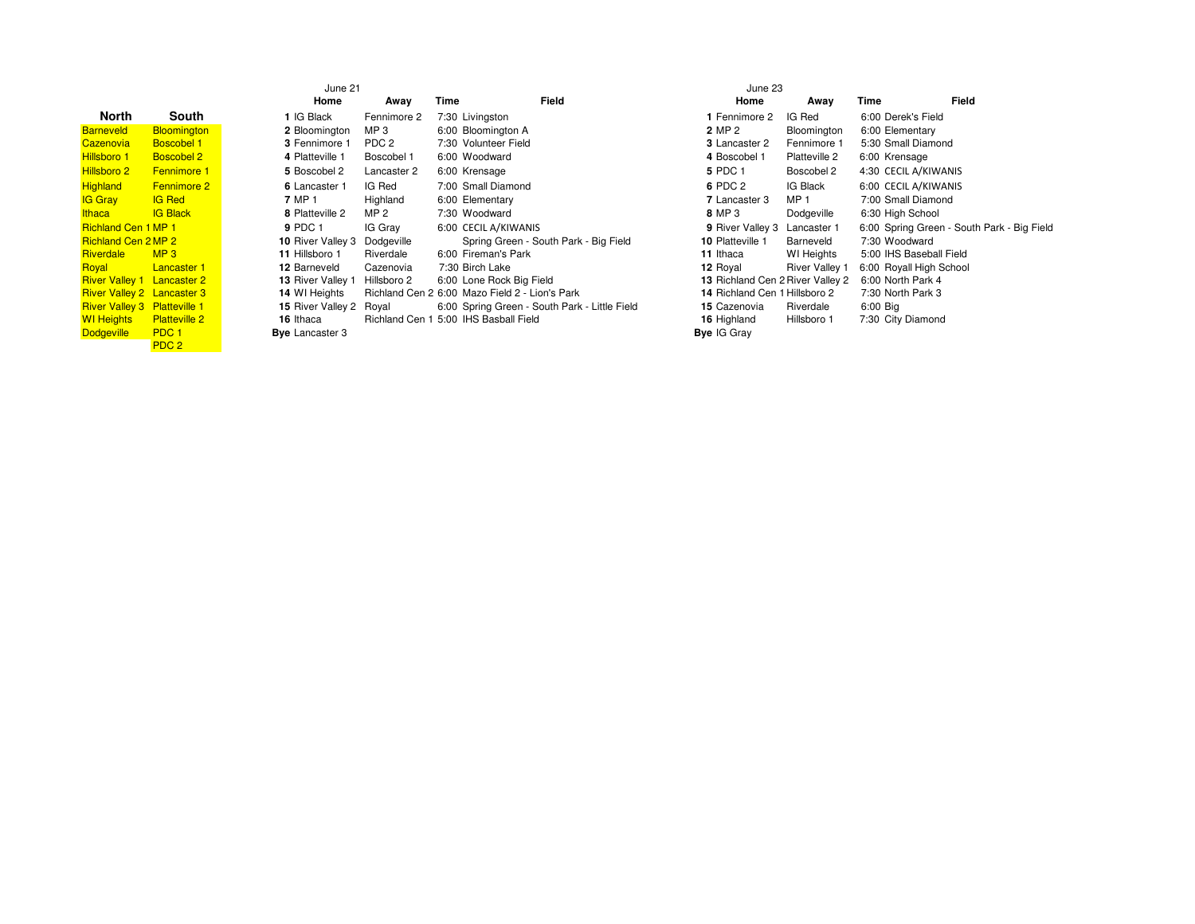| North | South |
|---|---|
| Barneveld | Bloomington |
| Cazenovia | Boscobel 1 |
| Hillsboro 1 | Boscobel 2 |
| Hillsboro 2 | Fennimore 1 |
| Highland | Fennimore 2 |
| IG Gray | IG Red |
| Ithaca | IG Black |
| Richland Cen 1 | MP 1 |
| Richland Cen 2 | MP 2 |
| Riverdale | MP 3 |
| Royal | Lancaster 1 |
| River Valley 1 | Lancaster 2 |
| River Valley 2 | Lancaster 3 |
| River Valley 3 | Platteville 1 |
| WI Heights | Platteville 2 |
| Dodgeville | PDC 1 |
| | PDC 2 |

June 21

| | Home | Away | Time | Field |
|---|---|---|---|---|
| **1** | IG Black | Fennimore 2 | 7:30 | Livingston |
| **2** | Bloomington | MP 3 | 6:00 | Bloomington A |
| **3** | Fennimore 1 | PDC 2 | 7:30 | Volunteer Field |
| **4** | Platteville 1 | Boscobel 1 | 6:00 | Woodward |
| **5** | Boscobel 2 | Lancaster 2 | 6:00 | Krensage |
| **6** | Lancaster 1 | IG Red | 7:00 | Small Diamond |
| **7** | MP 1 | Highland | 6:00 | Elementary |
| **8** | Platteville 2 | MP 2 | 7:30 | Woodward |
| **9** | PDC 1 | IG Gray | 6:00 | CECIL A/KIWANIS |
| **10** | River Valley 3 | Dodgeville | | Spring Green - South Park - Big Field |
| **11** | Hillsboro 1 | Riverdale | 6:00 | Fireman's Park |
| **12** | Barneveld | Cazenovia | 7:30 | Birch Lake |
| **13** | River Valley 1 | Hillsboro 2 | 6:00 | Lone Rock Big Field |
| **14** | WI Heights | Richland Cen 2 | 6:00 | Mazo Field 2 - Lion's Park |
| **15** | River Valley 2 | Royal | 6:00 | Spring Green - South Park - Little Field |
| **16** | Ithaca | Richland Cen 1 | 5:00 | IHS Basball Field |
| **Bye** | Lancaster 3 | | | |

June 23

| | Home | Away | Time | Field |
|---|---|---|---|---|
| **1** | Fennimore 2 | IG Red | 6:00 | Derek's Field |
| **2** | MP 2 | Bloomington | 6:00 | Elementary |
| **3** | Lancaster 2 | Fennimore 1 | 5:30 | Small Diamond |
| **4** | Boscobel 1 | Platteville 2 | 6:00 | Krensage |
| **5** | PDC 1 | Boscobel 2 | 4:30 | CECIL A/KIWANIS |
| **6** | PDC 2 | IG Black | 6:00 | CECIL A/KIWANIS |
| **7** | Lancaster 3 | MP 1 | 7:00 | Small Diamond |
| **8** | MP 3 | Dodgeville | 6:30 | High School |
| **9** | River Valley 3 | Lancaster 1 | 6:00 | Spring Green - South Park - Big Field |
| **10** | Platteville 1 | Barneveld | 7:30 | Woodward |
| **11** | Ithaca | WI Heights | 5:00 | IHS Baseball Field |
| **12** | Royal | River Valley 1 | 6:00 | Royall High School |
| **13** | Richland Cen 2 | River Valley 2 | 6:00 | North Park 4 |
| **14** | Richland Cen 1 | Hillsboro 2 | 7:30 | North Park 3 |
| **15** | Cazenovia | Riverdale | 6:00 | Big |
| **16** | Highland | Hillsboro 1 | 7:30 | City Diamond |
| **Bye** | IG Gray | | | |